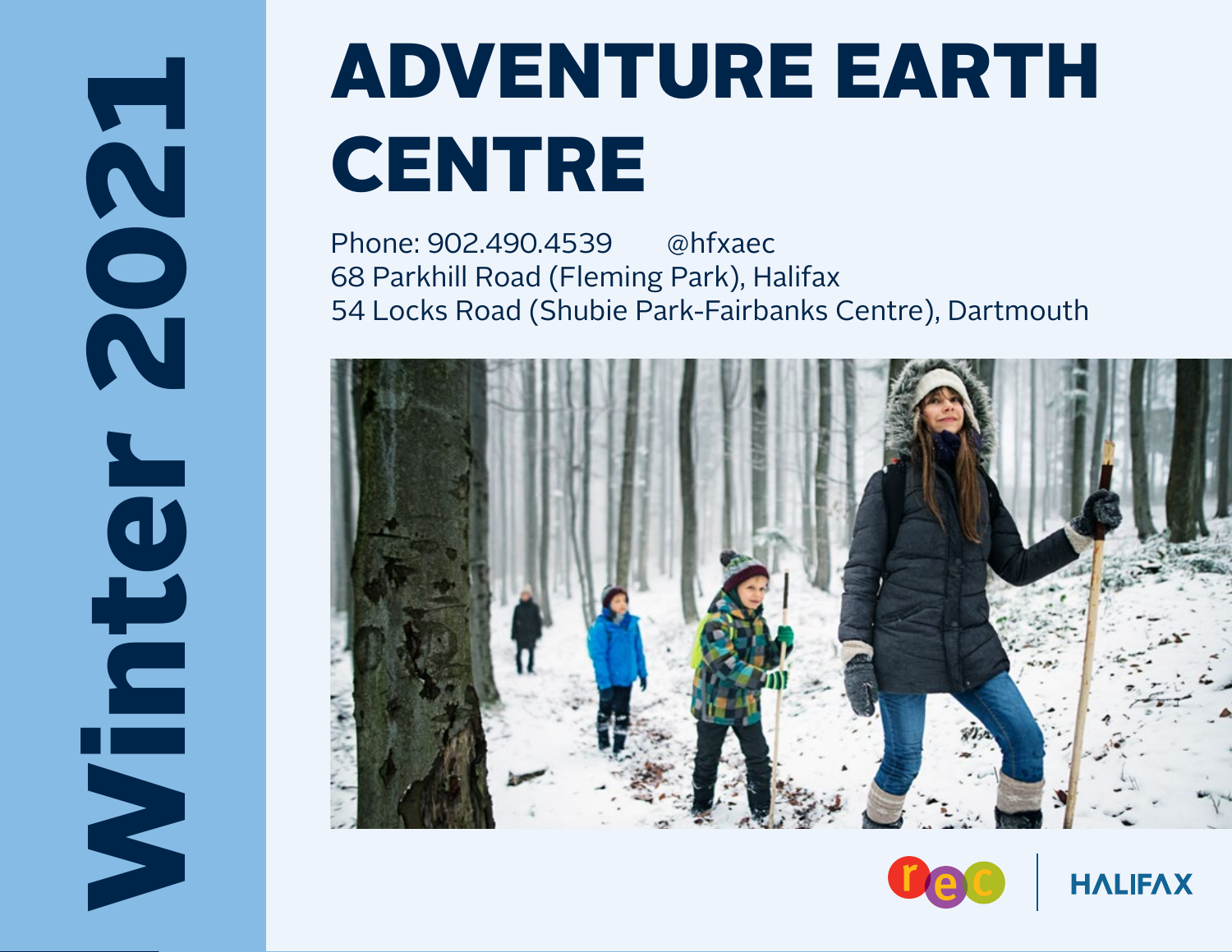Winter 2021

# ADVENTURE EARTH CENTRE

Phone: 902.490.4539 @hfxaec
68 Parkhill Road (Fleming Park), Halifax
54 Locks Road (Shubie Park-Fairbanks Centre), Dartmouth

rec | HALIFAX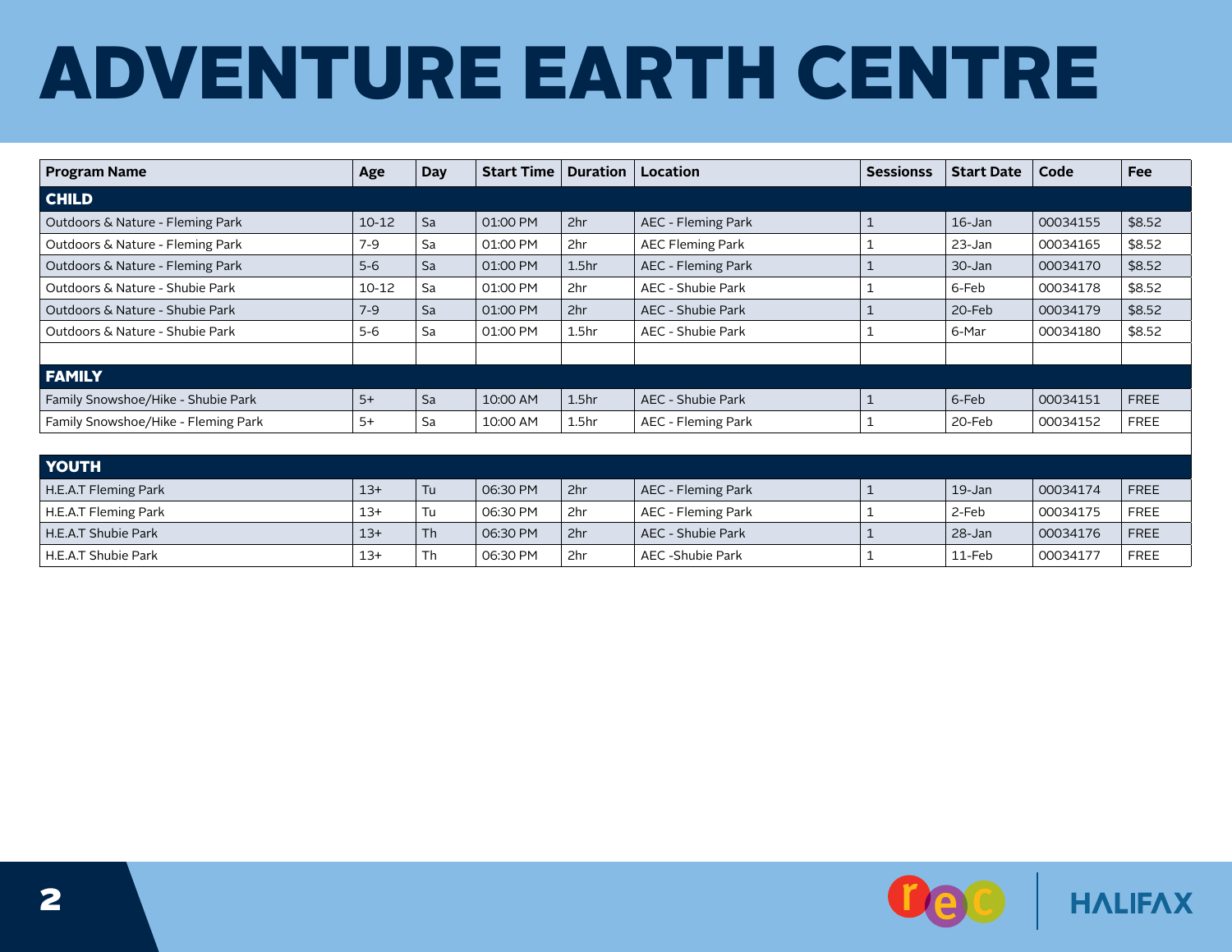# ADVENTURE EARTH CENTRE

| Program Name | Age | Day | Start Time | Duration | Location | Sessionss | Start Date | Code | Fee |
|---|---|---|---|---|---|---|---|---|---|
| **CHILD** | | | | | | | | | |
| Outdoors & Nature - Fleming Park | 10-12 | Sa | 01:00 PM | 2hr | AEC - Fleming Park | 1 | 16-Jan | 00034155 | $8.52 |
| Outdoors & Nature - Fleming Park | 7-9 | Sa | 01:00 PM | 2hr | AEC Fleming Park | 1 | 23-Jan | 00034165 | $8.52 |
| Outdoors & Nature - Fleming Park | 5-6 | Sa | 01:00 PM | 1.5hr | AEC - Fleming Park | 1 | 30-Jan | 00034170 | $8.52 |
| Outdoors & Nature - Shubie Park | 10-12 | Sa | 01:00 PM | 2hr | AEC - Shubie Park | 1 | 6-Feb | 00034178 | $8.52 |
| Outdoors & Nature - Shubie Park | 7-9 | Sa | 01:00 PM | 2hr | AEC - Shubie Park | 1 | 20-Feb | 00034179 | $8.52 |
| Outdoors & Nature - Shubie Park | 5-6 | Sa | 01:00 PM | 1.5hr | AEC - Shubie Park | 1 | 6-Mar | 00034180 | $8.52 |
| | | | | | | | | | |
| **FAMILY** | | | | | | | | | |
| Family Snowshoe/Hike - Shubie Park | 5+ | Sa | 10:00 AM | 1.5hr | AEC - Shubie Park | 1 | 6-Feb | 00034151 | FREE |
| Family Snowshoe/Hike - Fleming Park | 5+ | Sa | 10:00 AM | 1.5hr | AEC - Fleming Park | 1 | 20-Feb | 00034152 | FREE |
| | | | | | | | | | |
| **YOUTH** | | | | | | | | | |
| H.E.A.T Fleming Park | 13+ | Tu | 06:30 PM | 2hr | AEC - Fleming Park | 1 | 19-Jan | 00034174 | FREE |
| H.E.A.T Fleming Park | 13+ | Tu | 06:30 PM | 2hr | AEC - Fleming Park | 1 | 2-Feb | 00034175 | FREE |
| H.E.A.T Shubie Park | 13+ | Th | 06:30 PM | 2hr | AEC - Shubie Park | 1 | 28-Jan | 00034176 | FREE |
| H.E.A.T Shubie Park | 13+ | Th | 06:30 PM | 2hr | AEC -Shubie Park | 1 | 11-Feb | 00034177 | FREE |

rec | HALIFAX